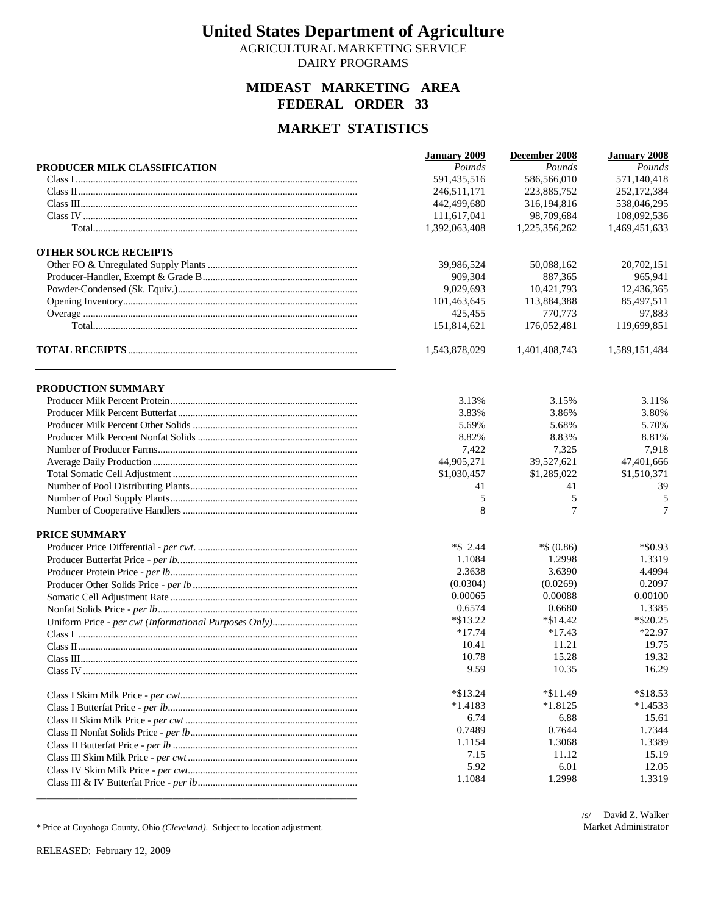# United States Department of Agriculture

AGRICULTURAL MARKETING SERVICE
DAIRY PROGRAMS

## MIDEAST MARKETING AREA
## FEDERAL ORDER 33

## MARKET STATISTICS

| PRODUCER MILK CLASSIFICATION | January 2009 *Pounds* | December 2008 *Pounds* | January 2008 *Pounds* |
|---|---|---|---|
| Class I | 591,435,516 | 586,566,010 | 571,140,418 |
| Class II | 246,511,171 | 223,885,752 | 252,172,384 |
| Class III | 442,499,680 | 316,194,816 | 538,046,295 |
| Class IV | 111,617,041 | 98,709,684 | 108,092,536 |
| Total | 1,392,063,408 | 1,225,356,262 | 1,469,451,633 |
| **OTHER SOURCE RECEIPTS** | | | |
| Other FO & Unregulated Supply Plants | 39,986,524 | 50,088,162 | 20,702,151 |
| Producer-Handler, Exempt & Grade B | 909,304 | 887,365 | 965,941 |
| Powder-Condensed (Sk. Equiv.) | 9,029,693 | 10,421,793 | 12,436,365 |
| Opening Inventory | 101,463,645 | 113,884,388 | 85,497,511 |
| Overage | 425,455 | 770,773 | 97,883 |
| Total | 151,814,621 | 176,052,481 | 119,699,851 |
| **TOTAL RECEIPTS** | 1,543,878,029 | 1,401,408,743 | 1,589,151,484 |

| PRODUCTION SUMMARY | January 2009 | December 2008 | January 2008 |
|---|---|---|---|
| Producer Milk Percent Protein | 3.13% | 3.15% | 3.11% |
| Producer Milk Percent Butterfat | 3.83% | 3.86% | 3.80% |
| Producer Milk Percent Other Solids | 5.69% | 5.68% | 5.70% |
| Producer Milk Percent Nonfat Solids | 8.82% | 8.83% | 8.81% |
| Number of Producer Farms | 7,422 | 7,325 | 7,918 |
| Average Daily Production | 44,905,271 | 39,527,621 | 47,401,666 |
| Total Somatic Cell Adjustment | $1,030,457 | $1,285,022 | $1,510,371 |
| Number of Pool Distributing Plants | 41 | 41 | 39 |
| Number of Pool Supply Plants | 5 | 5 | 5 |
| Number of Cooperative Handlers | 8 | 7 | 7 |

| PRICE SUMMARY | January 2009 | December 2008 | January 2008 |
|---|---|---|---|
| Producer Price Differential - *per cwt.* | *$ 2.44 | *$ (0.86) | *$0.93 |
| Producer Butterfat Price - *per lb.* | 1.1084 | 1.2998 | 1.3319 |
| Producer Protein Price - *per lb* | 2.3638 | 3.6390 | 4.4994 |
| Producer Other Solids Price - *per lb* | (0.0304) | (0.0269) | 0.2097 |
| Somatic Cell Adjustment Rate | 0.00065 | 0.00088 | 0.00100 |
| Nonfat Solids Price - *per lb* | 0.6574 | 0.6680 | 1.3385 |
| Uniform Price - *per cwt (Informational Purposes Only)* | *$13.22 | *$14.42 | *$20.25 |
| Class I | *17.74 | *17.43 | *22.97 |
| Class II | 10.41 | 11.21 | 19.75 |
| Class III | 10.78 | 15.28 | 19.32 |
| Class IV | 9.59 | 10.35 | 16.29 |
| Class I Skim Milk Price - *per cwt* | *$13.24 | *$11.49 | *$18.53 |
| Class I Butterfat Price - *per lb* | *1.4183 | *1.8125 | *1.4533 |
| Class II Skim Milk Price - *per cwt* | 6.74 | 6.88 | 15.61 |
| Class II Nonfat Solids Price - *per lb* | 0.7489 | 0.7644 | 1.7344 |
| Class II Butterfat Price - *per lb* | 1.1154 | 1.3068 | 1.3389 |
| Class III Skim Milk Price - *per cwt* | 7.15 | 11.12 | 15.19 |
| Class IV Skim Milk Price - *per cwt* | 5.92 | 6.01 | 12.05 |
| Class III & IV Butterfat Price - *per lb* | 1.1084 | 1.2998 | 1.3319 |

\* Price at Cuyahoga County, Ohio *(Cleveland)*. Subject to location adjustment.

/s/ David Z. Walker
Market Administrator

RELEASED: February 12, 2009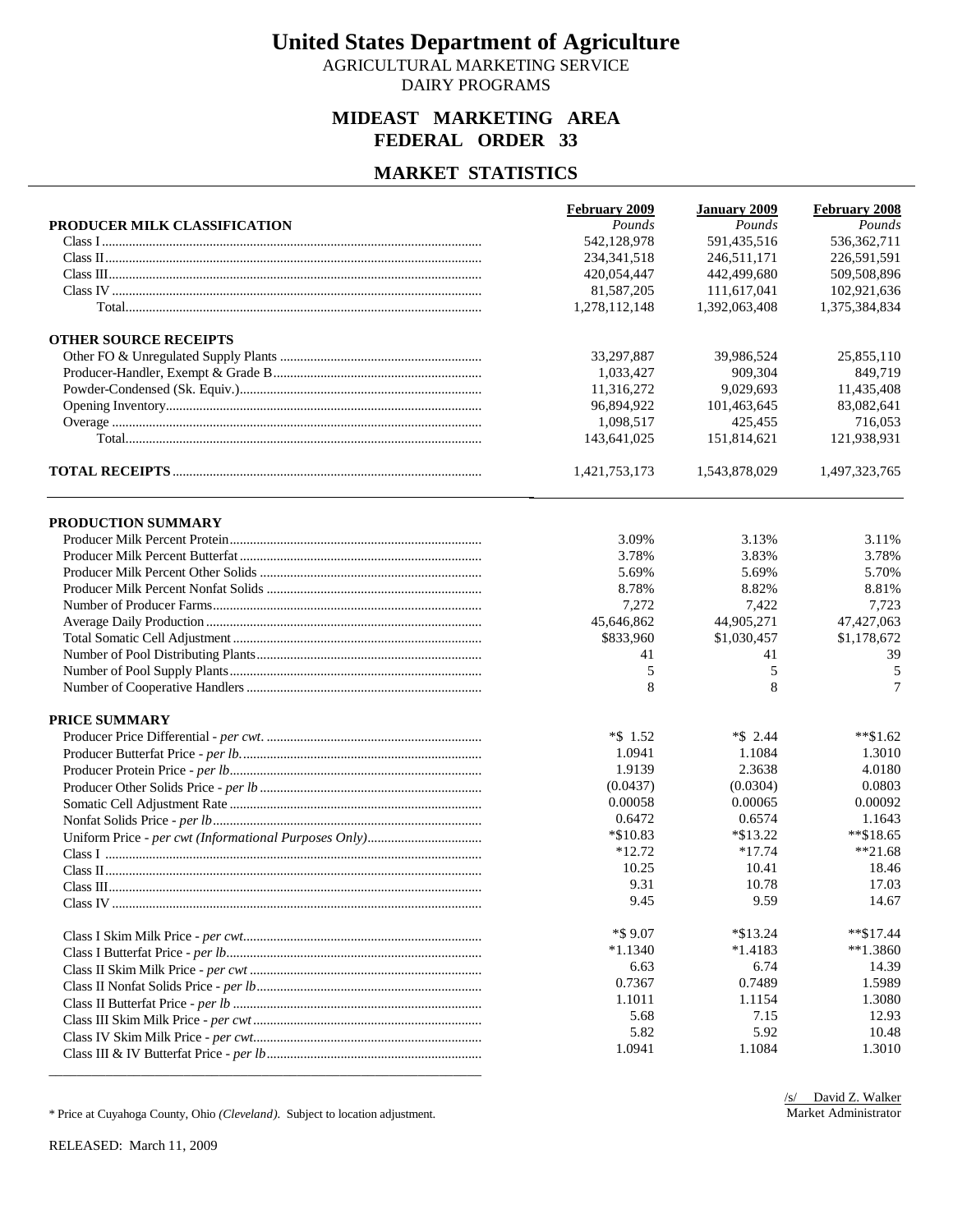# United States Department of Agriculture

AGRICULTURAL MARKETING SERVICE
DAIRY PROGRAMS

## MIDEAST MARKETING AREA
## FEDERAL ORDER 33

## MARKET STATISTICS

| | February 2009 | January 2009 | February 2008 |
|---|---|---|---|
| **PRODUCER MILK CLASSIFICATION** | *Pounds* | *Pounds* | *Pounds* |
| Class I | 542,128,978 | 591,435,516 | 536,362,711 |
| Class II | 234,341,518 | 246,511,171 | 226,591,591 |
| Class III | 420,054,447 | 442,499,680 | 509,508,896 |
| Class IV | 81,587,205 | 111,617,041 | 102,921,636 |
| Total | 1,278,112,148 | 1,392,063,408 | 1,375,384,834 |
| **OTHER SOURCE RECEIPTS** | | | |
| Other FO & Unregulated Supply Plants | 33,297,887 | 39,986,524 | 25,855,110 |
| Producer-Handler, Exempt & Grade B | 1,033,427 | 909,304 | 849,719 |
| Powder-Condensed (Sk. Equiv.) | 11,316,272 | 9,029,693 | 11,435,408 |
| Opening Inventory | 96,894,922 | 101,463,645 | 83,082,641 |
| Overage | 1,098,517 | 425,455 | 716,053 |
| Total | 143,641,025 | 151,814,621 | 121,938,931 |
| **TOTAL RECEIPTS** | 1,421,753,173 | 1,543,878,029 | 1,497,323,765 |

| | February 2009 | January 2009 | February 2008 |
|---|---|---|---|
| **PRODUCTION SUMMARY** | | | |
| Producer Milk Percent Protein | 3.09% | 3.13% | 3.11% |
| Producer Milk Percent Butterfat | 3.78% | 3.83% | 3.78% |
| Producer Milk Percent Other Solids | 5.69% | 5.69% | 5.70% |
| Producer Milk Percent Nonfat Solids | 8.78% | 8.82% | 8.81% |
| Number of Producer Farms | 7,272 | 7,422 | 7,723 |
| Average Daily Production | 45,646,862 | 44,905,271 | 47,427,063 |
| Total Somatic Cell Adjustment | $833,960 | $1,030,457 | $1,178,672 |
| Number of Pool Distributing Plants | 41 | 41 | 39 |
| Number of Pool Supply Plants | 5 | 5 | 5 |
| Number of Cooperative Handlers | 8 | 8 | 7 |
| **PRICE SUMMARY** | | | |
| Producer Price Differential - *per cwt.* | *$ 1.52 | *$ 2.44 | **$1.62 |
| Producer Butterfat Price - *per lb.* | 1.0941 | 1.1084 | 1.3010 |
| Producer Protein Price - *per lb* | 1.9139 | 2.3638 | 4.0180 |
| Producer Other Solids Price - *per lb* | (0.0437) | (0.0304) | 0.0803 |
| Somatic Cell Adjustment Rate | 0.00058 | 0.00065 | 0.00092 |
| Nonfat Solids Price - *per lb* | 0.6472 | 0.6574 | 1.1643 |
| Uniform Price - *per cwt (Informational Purposes Only)* | *$10.83 | *$13.22 | **$18.65 |
| Class I | *12.72 | *17.74 | **21.68 |
| Class II | 10.25 | 10.41 | 18.46 |
| Class III | 9.31 | 10.78 | 17.03 |
| Class IV | 9.45 | 9.59 | 14.67 |
| Class I Skim Milk Price - *per cwt* | *$ 9.07 | *$13.24 | **$17.44 |
| Class I Butterfat Price - *per lb* | *1.1340 | *1.4183 | **1.3860 |
| Class II Skim Milk Price - *per cwt* | 6.63 | 6.74 | 14.39 |
| Class II Nonfat Solids Price - *per lb* | 0.7367 | 0.7489 | 1.5989 |
| Class II Butterfat Price - *per lb* | 1.1011 | 1.1154 | 1.3080 |
| Class III Skim Milk Price - *per cwt* | 5.68 | 7.15 | 12.93 |
| Class IV Skim Milk Price - *per cwt* | 5.82 | 5.92 | 10.48 |
| Class III & IV Butterfat Price - *per lb* | 1.0941 | 1.1084 | 1.3010 |

/s/ David Z. Walker
Market Administrator

* Price at Cuyahoga County, Ohio *(Cleveland)*. Subject to location adjustment.

RELEASED: March 11, 2009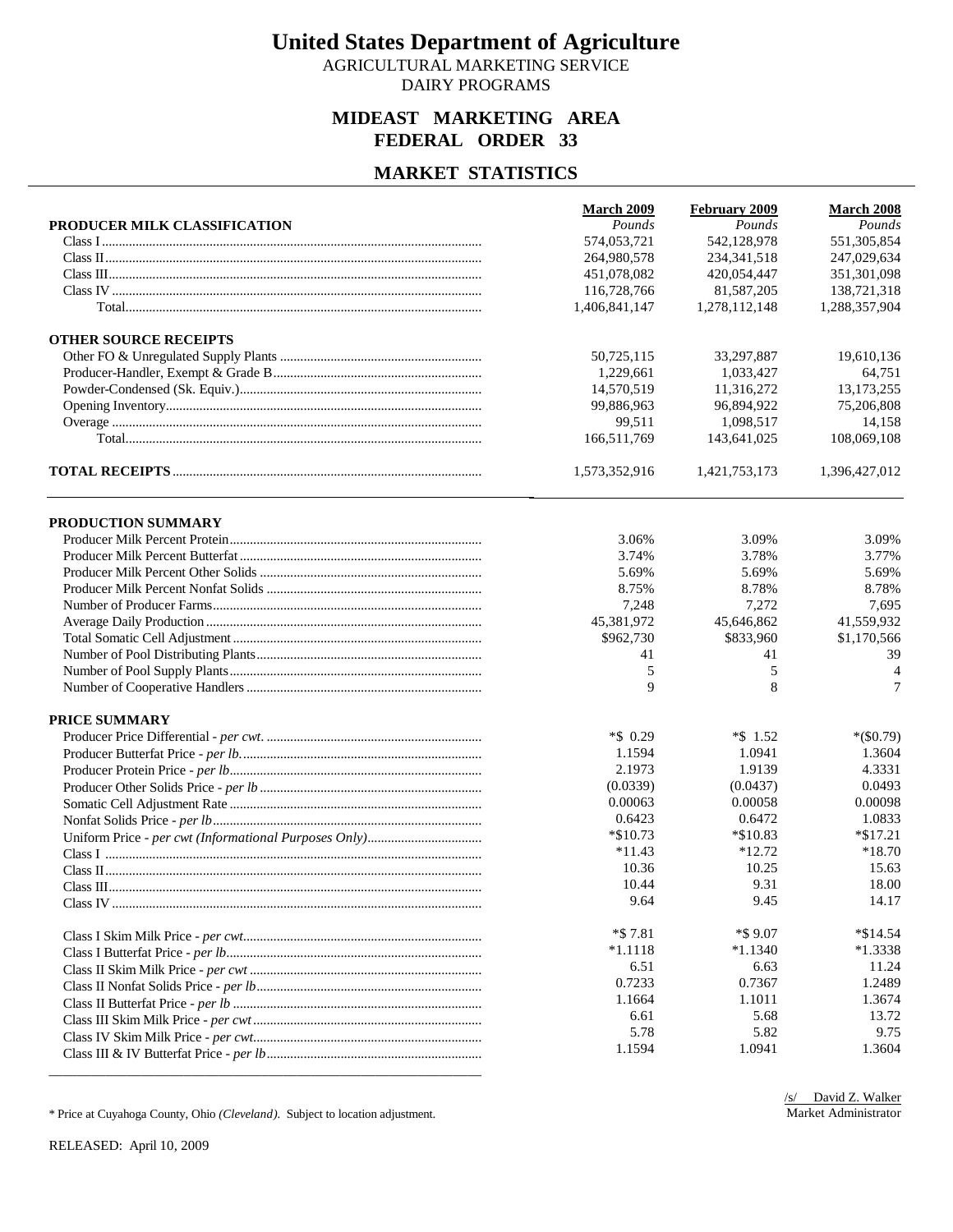# United States Department of Agriculture

AGRICULTURAL MARKETING SERVICE
DAIRY PROGRAMS

## MIDEAST MARKETING AREA
## FEDERAL ORDER 33

## MARKET STATISTICS

| PRODUCER MILK CLASSIFICATION | March 2009 *Pounds* | February 2009 *Pounds* | March 2008 *Pounds* |
|---|---|---|---|
| Class I | 574,053,721 | 542,128,978 | 551,305,854 |
| Class II | 264,980,578 | 234,341,518 | 247,029,634 |
| Class III | 451,078,082 | 420,054,447 | 351,301,098 |
| Class IV | 116,728,766 | 81,587,205 | 138,721,318 |
| Total | 1,406,841,147 | 1,278,112,148 | 1,288,357,904 |
| **OTHER SOURCE RECEIPTS** | | | |
| Other FO & Unregulated Supply Plants | 50,725,115 | 33,297,887 | 19,610,136 |
| Producer-Handler, Exempt & Grade B | 1,229,661 | 1,033,427 | 64,751 |
| Powder-Condensed (Sk. Equiv.) | 14,570,519 | 11,316,272 | 13,173,255 |
| Opening Inventory | 99,886,963 | 96,894,922 | 75,206,808 |
| Overage | 99,511 | 1,098,517 | 14,158 |
| Total | 166,511,769 | 143,641,025 | 108,069,108 |
| **TOTAL RECEIPTS** | 1,573,352,916 | 1,421,753,173 | 1,396,427,012 |

| PRODUCTION SUMMARY | March 2009 | February 2009 | March 2008 |
|---|---|---|---|
| Producer Milk Percent Protein | 3.06% | 3.09% | 3.09% |
| Producer Milk Percent Butterfat | 3.74% | 3.78% | 3.77% |
| Producer Milk Percent Other Solids | 5.69% | 5.69% | 5.69% |
| Producer Milk Percent Nonfat Solids | 8.75% | 8.78% | 8.78% |
| Number of Producer Farms | 7,248 | 7,272 | 7,695 |
| Average Daily Production | 45,381,972 | 45,646,862 | 41,559,932 |
| Total Somatic Cell Adjustment | $962,730 | $833,960 | $1,170,566 |
| Number of Pool Distributing Plants | 41 | 41 | 39 |
| Number of Pool Supply Plants | 5 | 5 | 4 |
| Number of Cooperative Handlers | 9 | 8 | 7 |
| **PRICE SUMMARY** | | | |
| Producer Price Differential - *per cwt.* | *$ 0.29 | *$ 1.52 | *($0.79) |
| Producer Butterfat Price - *per lb.* | 1.1594 | 1.0941 | 1.3604 |
| Producer Protein Price - *per lb* | 2.1973 | 1.9139 | 4.3331 |
| Producer Other Solids Price - *per lb* | (0.0339) | (0.0437) | 0.0493 |
| Somatic Cell Adjustment Rate | 0.00063 | 0.00058 | 0.00098 |
| Nonfat Solids Price - *per lb* | 0.6423 | 0.6472 | 1.0833 |
| Uniform Price - *per cwt (Informational Purposes Only)* | *$10.73 | *$10.83 | *$17.21 |
| Class I | *11.43 | *12.72 | *18.70 |
| Class II | 10.36 | 10.25 | 15.63 |
| Class III | 10.44 | 9.31 | 18.00 |
| Class IV | 9.64 | 9.45 | 14.17 |
| Class I Skim Milk Price - *per cwt* | *$ 7.81 | *$ 9.07 | *$14.54 |
| Class I Butterfat Price - *per lb* | *1.1118 | *1.1340 | *1.3338 |
| Class II Skim Milk Price - *per cwt* | 6.51 | 6.63 | 11.24 |
| Class II Nonfat Solids Price - *per lb* | 0.7233 | 0.7367 | 1.2489 |
| Class II Butterfat Price - *per lb* | 1.1664 | 1.1011 | 1.3674 |
| Class III Skim Milk Price - *per cwt* | 6.61 | 5.68 | 13.72 |
| Class IV Skim Milk Price - *per cwt* | 5.78 | 5.82 | 9.75 |
| Class III & IV Butterfat Price - *per lb* | 1.1594 | 1.0941 | 1.3604 |

\* Price at Cuyahoga County, Ohio *(Cleveland)*. Subject to location adjustment.

/s/ David Z. Walker
Market Administrator

RELEASED: April 10, 2009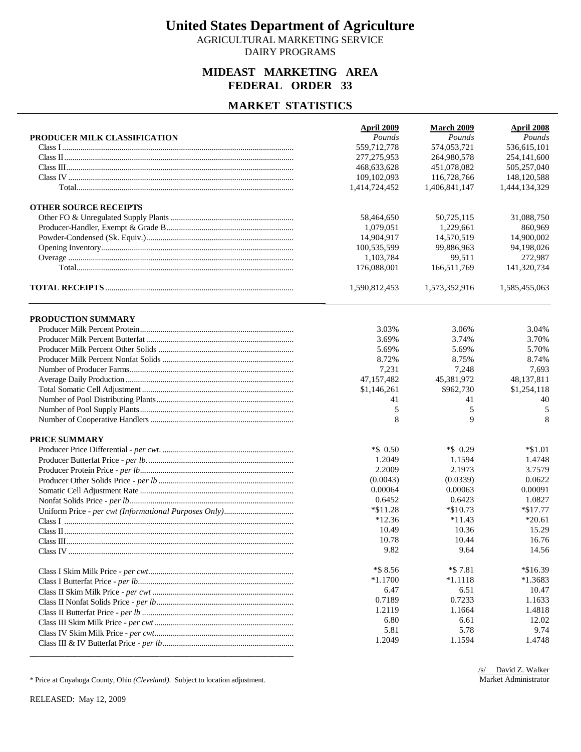# United States Department of Agriculture

AGRICULTURAL MARKETING SERVICE
DAIRY PROGRAMS

## MIDEAST MARKETING AREA
## FEDERAL ORDER 33

## MARKET STATISTICS

| PRODUCER MILK CLASSIFICATION | April 2009 *Pounds* | March 2009 *Pounds* | April 2008 *Pounds* |
|---|---|---|---|
| Class I | 559,712,778 | 574,053,721 | 536,615,101 |
| Class II | 277,275,953 | 264,980,578 | 254,141,600 |
| Class III | 468,633,628 | 451,078,082 | 505,257,040 |
| Class IV | 109,102,093 | 116,728,766 | 148,120,588 |
| Total | 1,414,724,452 | 1,406,841,147 | 1,444,134,329 |
| **OTHER SOURCE RECEIPTS** | | | |
| Other FO & Unregulated Supply Plants | 58,464,650 | 50,725,115 | 31,088,750 |
| Producer-Handler, Exempt & Grade B | 1,079,051 | 1,229,661 | 860,969 |
| Powder-Condensed (Sk. Equiv.) | 14,904,917 | 14,570,519 | 14,900,002 |
| Opening Inventory | 100,535,599 | 99,886,963 | 94,198,026 |
| Overage | 1,103,784 | 99,511 | 272,987 |
| Total | 176,088,001 | 166,511,769 | 141,320,734 |
| **TOTAL RECEIPTS** | 1,590,812,453 | 1,573,352,916 | 1,585,455,063 |

| PRODUCTION SUMMARY | April 2009 | March 2009 | April 2008 |
|---|---|---|---|
| Producer Milk Percent Protein | 3.03% | 3.06% | 3.04% |
| Producer Milk Percent Butterfat | 3.69% | 3.74% | 3.70% |
| Producer Milk Percent Other Solids | 5.69% | 5.69% | 5.70% |
| Producer Milk Percent Nonfat Solids | 8.72% | 8.75% | 8.74% |
| Number of Producer Farms | 7,231 | 7,248 | 7,693 |
| Average Daily Production | 47,157,482 | 45,381,972 | 48,137,811 |
| Total Somatic Cell Adjustment | $1,146,261 | $962,730 | $1,254,118 |
| Number of Pool Distributing Plants | 41 | 41 | 40 |
| Number of Pool Supply Plants | 5 | 5 | 5 |
| Number of Cooperative Handlers | 8 | 9 | 8 |
| **PRICE SUMMARY** | | | |
| Producer Price Differential - *per cwt.* | *$ 0.50 | *$ 0.29 | *$1.01 |
| Producer Butterfat Price - *per lb.* | 1.2049 | 1.1594 | 1.4748 |
| Producer Protein Price - *per lb* | 2.2009 | 2.1973 | 3.7579 |
| Producer Other Solids Price - *per lb* | (0.0043) | (0.0339) | 0.0622 |
| Somatic Cell Adjustment Rate | 0.00064 | 0.00063 | 0.00091 |
| Nonfat Solids Price - *per lb* | 0.6452 | 0.6423 | 1.0827 |
| Uniform Price - *per cwt (Informational Purposes Only)* | *$11.28 | *$10.73 | *$17.77 |
| Class I | *12.36 | *11.43 | *20.61 |
| Class II | 10.49 | 10.36 | 15.29 |
| Class III | 10.78 | 10.44 | 16.76 |
| Class IV | 9.82 | 9.64 | 14.56 |
| Class I Skim Milk Price - *per cwt* | *$ 8.56 | *$ 7.81 | *$16.39 |
| Class I Butterfat Price - *per lb* | *1.1700 | *1.1118 | *1.3683 |
| Class II Skim Milk Price - *per cwt* | 6.47 | 6.51 | 10.47 |
| Class II Nonfat Solids Price - *per lb* | 0.7189 | 0.7233 | 1.1633 |
| Class II Butterfat Price - *per lb* | 1.2119 | 1.1664 | 1.4818 |
| Class III Skim Milk Price - *per cwt* | 6.80 | 6.61 | 12.02 |
| Class IV Skim Milk Price - *per cwt* | 5.81 | 5.78 | 9.74 |
| Class III & IV Butterfat Price - *per lb* | 1.2049 | 1.1594 | 1.4748 |

\* Price at Cuyahoga County, Ohio *(Cleveland)*. Subject to location adjustment.

/s/ David Z. Walker
Market Administrator

RELEASED: May 12, 2009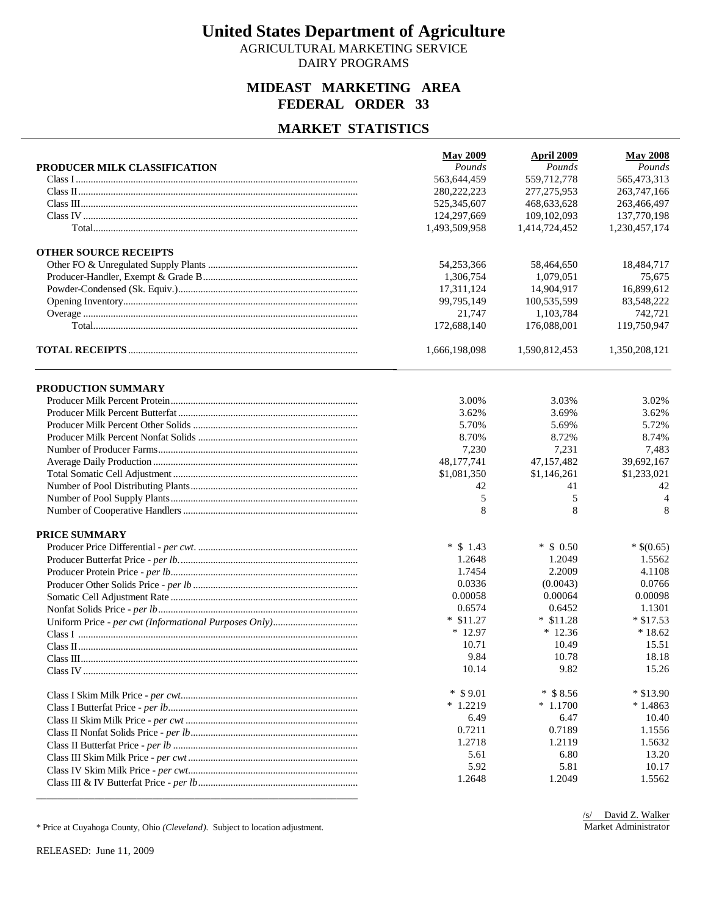# United States Department of Agriculture

AGRICULTURAL MARKETING SERVICE
DAIRY PROGRAMS

## MIDEAST MARKETING AREA
## FEDERAL ORDER 33

## MARKET STATISTICS

| PRODUCER MILK CLASSIFICATION | May 2009 *Pounds* | April 2009 *Pounds* | May 2008 *Pounds* |
|---|---|---|---|
| Class I | 563,644,459 | 559,712,778 | 565,473,313 |
| Class II | 280,222,223 | 277,275,953 | 263,747,166 |
| Class III | 525,345,607 | 468,633,628 | 263,466,497 |
| Class IV | 124,297,669 | 109,102,093 | 137,770,198 |
| Total | 1,493,509,958 | 1,414,724,452 | 1,230,457,174 |
| **OTHER SOURCE RECEIPTS** | | | |
| Other FO & Unregulated Supply Plants | 54,253,366 | 58,464,650 | 18,484,717 |
| Producer-Handler, Exempt & Grade B | 1,306,754 | 1,079,051 | 75,675 |
| Powder-Condensed (Sk. Equiv.) | 17,311,124 | 14,904,917 | 16,899,612 |
| Opening Inventory | 99,795,149 | 100,535,599 | 83,548,222 |
| Overage | 21,747 | 1,103,784 | 742,721 |
| Total | 172,688,140 | 176,088,001 | 119,750,947 |
| **TOTAL RECEIPTS** | 1,666,198,098 | 1,590,812,453 | 1,350,208,121 |

| PRODUCTION SUMMARY | May 2009 | April 2009 | May 2008 |
|---|---|---|---|
| Producer Milk Percent Protein | 3.00% | 3.03% | 3.02% |
| Producer Milk Percent Butterfat | 3.62% | 3.69% | 3.62% |
| Producer Milk Percent Other Solids | 5.70% | 5.69% | 5.72% |
| Producer Milk Percent Nonfat Solids | 8.70% | 8.72% | 8.74% |
| Number of Producer Farms | 7,230 | 7,231 | 7,483 |
| Average Daily Production | 48,177,741 | 47,157,482 | 39,692,167 |
| Total Somatic Cell Adjustment | $1,081,350 | $1,146,261 | $1,233,021 |
| Number of Pool Distributing Plants | 42 | 41 | 42 |
| Number of Pool Supply Plants | 5 | 5 | 4 |
| Number of Cooperative Handlers | 8 | 8 | 8 |

| PRICE SUMMARY | May 2009 | April 2009 | May 2008 |
|---|---|---|---|
| Producer Price Differential - *per cwt.* | * $ 1.43 | * $ 0.50 | * $(0.65) |
| Producer Butterfat Price - *per lb.* | 1.2648 | 1.2049 | 1.5562 |
| Producer Protein Price - *per lb* | 1.7454 | 2.2009 | 4.1108 |
| Producer Other Solids Price - *per lb* | 0.0336 | (0.0043) | 0.0766 |
| Somatic Cell Adjustment Rate | 0.00058 | 0.00064 | 0.00098 |
| Nonfat Solids Price - *per lb* | 0.6574 | 0.6452 | 1.1301 |
| Uniform Price - *per cwt (Informational Purposes Only)* | * $11.27 | * $11.28 | * $17.53 |
| Class I | * 12.97 | * 12.36 | * 18.62 |
| Class II | 10.71 | 10.49 | 15.51 |
| Class III | 9.84 | 10.78 | 18.18 |
| Class IV | 10.14 | 9.82 | 15.26 |
| Class I Skim Milk Price - *per cwt* | * $ 9.01 | * $ 8.56 | * $13.90 |
| Class I Butterfat Price - *per lb* | * 1.2219 | * 1.1700 | * 1.4863 |
| Class II Skim Milk Price - *per cwt* | 6.49 | 6.47 | 10.40 |
| Class II Nonfat Solids Price - *per lb* | 0.7211 | 0.7189 | 1.1556 |
| Class II Butterfat Price - *per lb* | 1.2718 | 1.2119 | 1.5632 |
| Class III Skim Milk Price - *per cwt* | 5.61 | 6.80 | 13.20 |
| Class IV Skim Milk Price - *per cwt* | 5.92 | 5.81 | 10.17 |
| Class III & IV Butterfat Price - *per lb* | 1.2648 | 1.2049 | 1.5562 |

/s/ David Z. Walker
Market Administrator

\* Price at Cuyahoga County, Ohio *(Cleveland)*. Subject to location adjustment.

RELEASED: June 11, 2009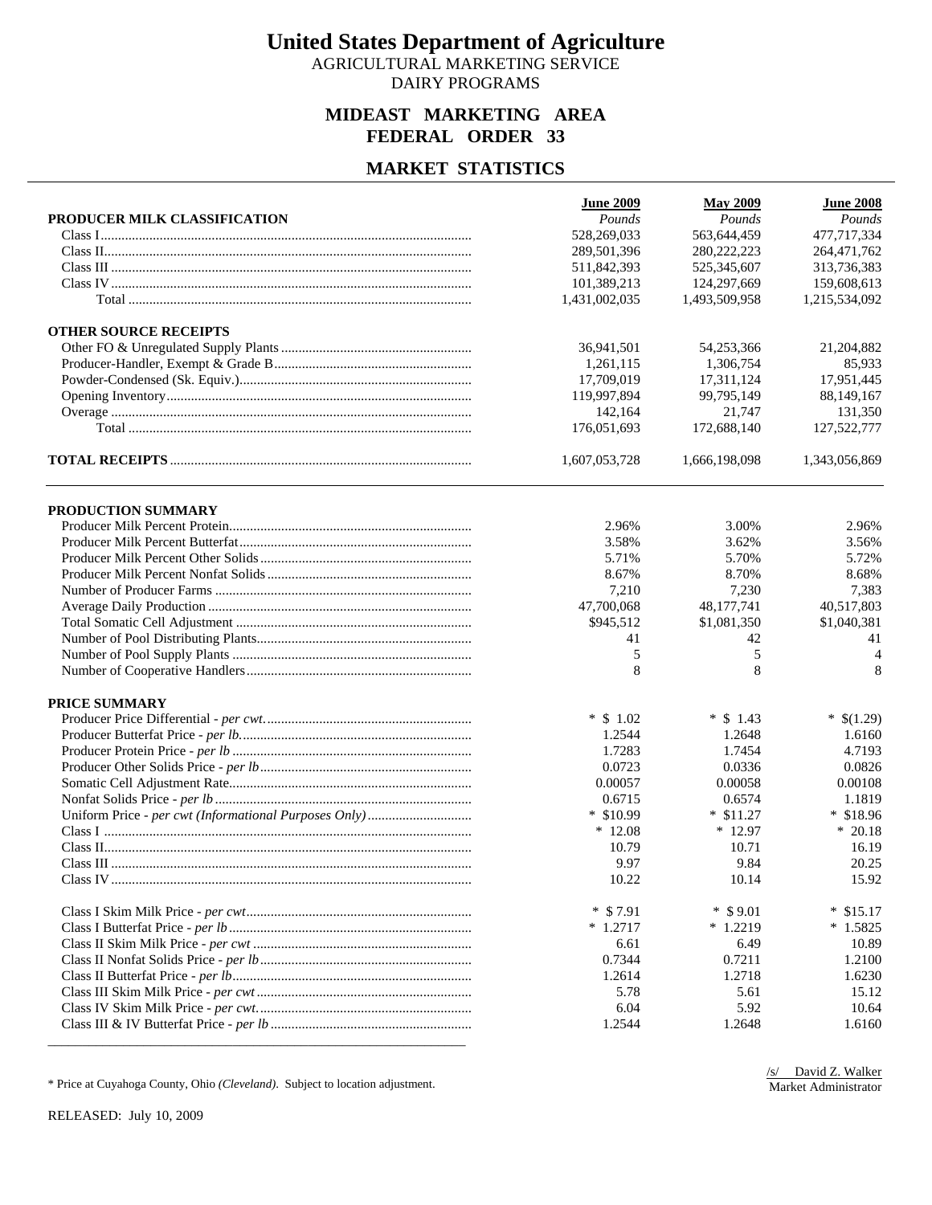# United States Department of Agriculture

AGRICULTURAL MARKETING SERVICE

DAIRY PROGRAMS

## MIDEAST MARKETING AREA
## FEDERAL ORDER 33

## MARKET STATISTICS

| | June 2009 | May 2009 | June 2008 |
|---|---|---|---|
| **PRODUCER MILK CLASSIFICATION** | *Pounds* | *Pounds* | *Pounds* |
| Class I | 528,269,033 | 563,644,459 | 477,717,334 |
| Class II | 289,501,396 | 280,222,223 | 264,471,762 |
| Class III | 511,842,393 | 525,345,607 | 313,736,383 |
| Class IV | 101,389,213 | 124,297,669 | 159,608,613 |
| Total | 1,431,002,035 | 1,493,509,958 | 1,215,534,092 |
| **OTHER SOURCE RECEIPTS** | | | |
| Other FO & Unregulated Supply Plants | 36,941,501 | 54,253,366 | 21,204,882 |
| Producer-Handler, Exempt & Grade B | 1,261,115 | 1,306,754 | 85,933 |
| Powder-Condensed (Sk. Equiv.) | 17,709,019 | 17,311,124 | 17,951,445 |
| Opening Inventory | 119,997,894 | 99,795,149 | 88,149,167 |
| Overage | 142,164 | 21,747 | 131,350 |
| Total | 176,051,693 | 172,688,140 | 127,522,777 |
| **TOTAL RECEIPTS** | 1,607,053,728 | 1,666,198,098 | 1,343,056,869 |

| | June 2009 | May 2009 | June 2008 |
|---|---|---|---|
| **PRODUCTION SUMMARY** | | | |
| Producer Milk Percent Protein | 2.96% | 3.00% | 2.96% |
| Producer Milk Percent Butterfat | 3.58% | 3.62% | 3.56% |
| Producer Milk Percent Other Solids | 5.71% | 5.70% | 5.72% |
| Producer Milk Percent Nonfat Solids | 8.67% | 8.70% | 8.68% |
| Number of Producer Farms | 7,210 | 7,230 | 7,383 |
| Average Daily Production | 47,700,068 | 48,177,741 | 40,517,803 |
| Total Somatic Cell Adjustment | $945,512 | $1,081,350 | $1,040,381 |
| Number of Pool Distributing Plants | 41 | 42 | 41 |
| Number of Pool Supply Plants | 5 | 5 | 4 |
| Number of Cooperative Handlers | 8 | 8 | 8 |
| **PRICE SUMMARY** | | | |
| Producer Price Differential - *per cwt.* | * $ 1.02 | * $ 1.43 | * $(1.29) |
| Producer Butterfat Price - *per lb.* | 1.2544 | 1.2648 | 1.6160 |
| Producer Protein Price - *per lb* | 1.7283 | 1.7454 | 4.7193 |
| Producer Other Solids Price - *per lb* | 0.0723 | 0.0336 | 0.0826 |
| Somatic Cell Adjustment Rate | 0.00057 | 0.00058 | 0.00108 |
| Nonfat Solids Price - *per lb* | 0.6715 | 0.6574 | 1.1819 |
| Uniform Price - *per cwt (Informational Purposes Only)* | * $10.99 | * $11.27 | * $18.96 |
| Class I | * 12.08 | * 12.97 | * 20.18 |
| Class II | 10.79 | 10.71 | 16.19 |
| Class III | 9.97 | 9.84 | 20.25 |
| Class IV | 10.22 | 10.14 | 15.92 |
| Class I Skim Milk Price - *per cwt* | * $ 7.91 | * $ 9.01 | * $15.17 |
| Class I Butterfat Price - *per lb* | * 1.2717 | * 1.2219 | * 1.5825 |
| Class II Skim Milk Price - *per cwt* | 6.61 | 6.49 | 10.89 |
| Class II Nonfat Solids Price - *per lb* | 0.7344 | 0.7211 | 1.2100 |
| Class II Butterfat Price - *per lb* | 1.2614 | 1.2718 | 1.6230 |
| Class III Skim Milk Price - *per cwt* | 5.78 | 5.61 | 15.12 |
| Class IV Skim Milk Price - *per cwt.* | 6.04 | 5.92 | 10.64 |
| Class III & IV Butterfat Price - *per lb* | 1.2544 | 1.2648 | 1.6160 |

\* Price at Cuyahoga County, Ohio *(Cleveland)*. Subject to location adjustment.

/s/ David Z. Walker
Market Administrator

RELEASED: July 10, 2009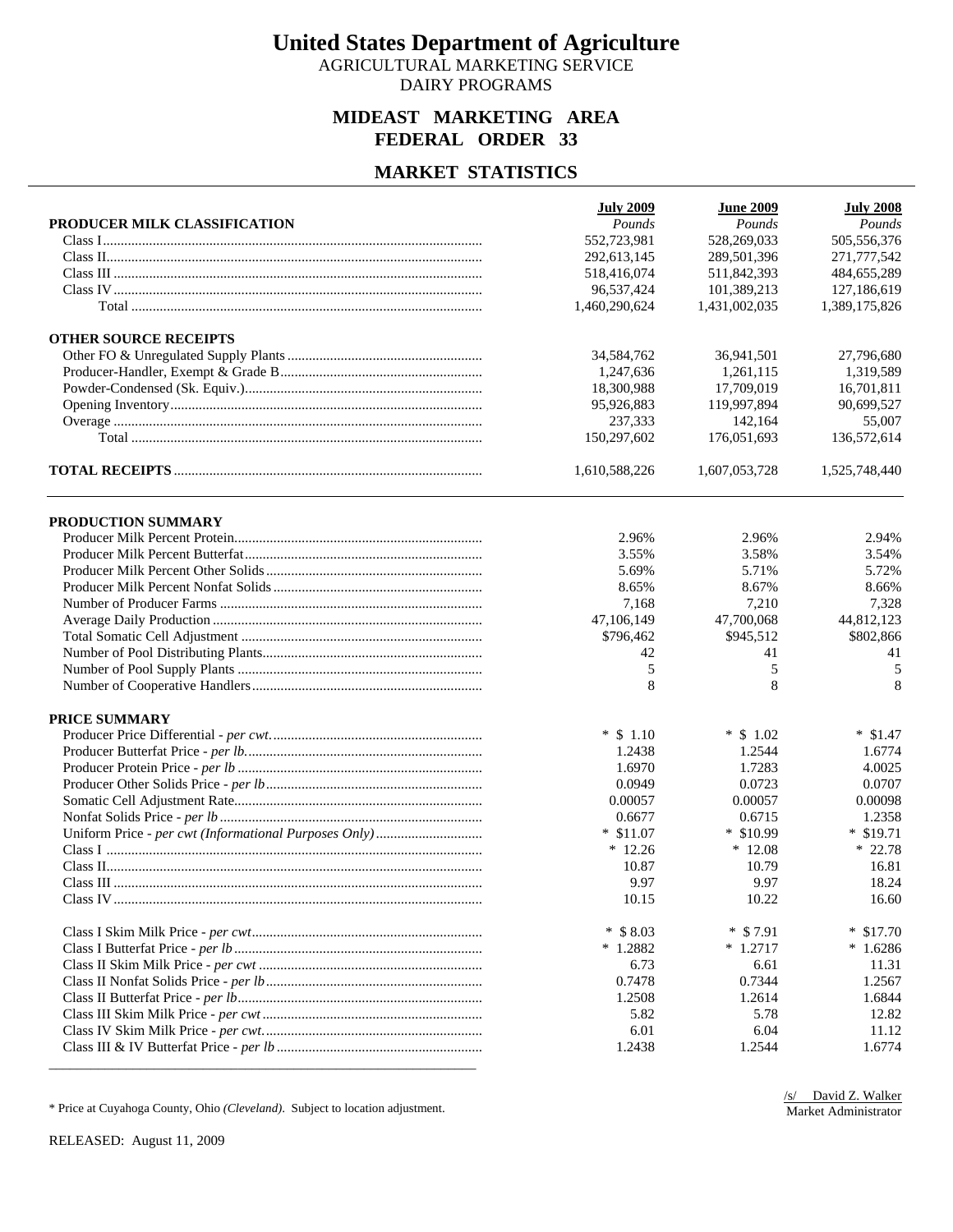# United States Department of Agriculture

AGRICULTURAL MARKETING SERVICE

DAIRY PROGRAMS

## MIDEAST MARKETING AREA
## FEDERAL ORDER 33

## MARKET STATISTICS

| | July 2009 | June 2009 | July 2008 |
|---|---|---|---|
| **PRODUCER MILK CLASSIFICATION** | *Pounds* | *Pounds* | *Pounds* |
| Class I | 552,723,981 | 528,269,033 | 505,556,376 |
| Class II | 292,613,145 | 289,501,396 | 271,777,542 |
| Class III | 518,416,074 | 511,842,393 | 484,655,289 |
| Class IV | 96,537,424 | 101,389,213 | 127,186,619 |
| Total | 1,460,290,624 | 1,431,002,035 | 1,389,175,826 |
| **OTHER SOURCE RECEIPTS** | | | |
| Other FO & Unregulated Supply Plants | 34,584,762 | 36,941,501 | 27,796,680 |
| Producer-Handler, Exempt & Grade B | 1,247,636 | 1,261,115 | 1,319,589 |
| Powder-Condensed (Sk. Equiv.) | 18,300,988 | 17,709,019 | 16,701,811 |
| Opening Inventory | 95,926,883 | 119,997,894 | 90,699,527 |
| Overage | 237,333 | 142,164 | 55,007 |
| Total | 150,297,602 | 176,051,693 | 136,572,614 |
| **TOTAL RECEIPTS** | 1,610,588,226 | 1,607,053,728 | 1,525,748,440 |

| | July 2009 | June 2009 | July 2008 |
|---|---|---|---|
| **PRODUCTION SUMMARY** | | | |
| Producer Milk Percent Protein | 2.96% | 2.96% | 2.94% |
| Producer Milk Percent Butterfat | 3.55% | 3.58% | 3.54% |
| Producer Milk Percent Other Solids | 5.69% | 5.71% | 5.72% |
| Producer Milk Percent Nonfat Solids | 8.65% | 8.67% | 8.66% |
| Number of Producer Farms | 7,168 | 7,210 | 7,328 |
| Average Daily Production | 47,106,149 | 47,700,068 | 44,812,123 |
| Total Somatic Cell Adjustment | $796,462 | $945,512 | $802,866 |
| Number of Pool Distributing Plants | 42 | 41 | 41 |
| Number of Pool Supply Plants | 5 | 5 | 5 |
| Number of Cooperative Handlers | 8 | 8 | 8 |
| **PRICE SUMMARY** | | | |
| Producer Price Differential - *per cwt.* | * $ 1.10 | * $ 1.02 | * $1.47 |
| Producer Butterfat Price - *per lb.* | 1.2438 | 1.2544 | 1.6774 |
| Producer Protein Price - *per lb* | 1.6970 | 1.7283 | 4.0025 |
| Producer Other Solids Price - *per lb* | 0.0949 | 0.0723 | 0.0707 |
| Somatic Cell Adjustment Rate | 0.00057 | 0.00057 | 0.00098 |
| Nonfat Solids Price - *per lb* | 0.6677 | 0.6715 | 1.2358 |
| Uniform Price - *per cwt (Informational Purposes Only)* | * $11.07 | * $10.99 | * $19.71 |
| Class I | * 12.26 | * 12.08 | * 22.78 |
| Class II | 10.87 | 10.79 | 16.81 |
| Class III | 9.97 | 9.97 | 18.24 |
| Class IV | 10.15 | 10.22 | 16.60 |
| Class I Skim Milk Price - *per cwt* | * $ 8.03 | * $ 7.91 | * $17.70 |
| Class I Butterfat Price - *per lb* | * 1.2882 | * 1.2717 | * 1.6286 |
| Class II Skim Milk Price - *per cwt* | 6.73 | 6.61 | 11.31 |
| Class II Nonfat Solids Price - *per lb* | 0.7478 | 0.7344 | 1.2567 |
| Class II Butterfat Price - *per lb* | 1.2508 | 1.2614 | 1.6844 |
| Class III Skim Milk Price - *per cwt* | 5.82 | 5.78 | 12.82 |
| Class IV Skim Milk Price - *per cwt.* | 6.01 | 6.04 | 11.12 |
| Class III & IV Butterfat Price - *per lb* | 1.2438 | 1.2544 | 1.6774 |

\* Price at Cuyahoga County, Ohio *(Cleveland)*. Subject to location adjustment.

/s/ David Z. Walker
Market Administrator

RELEASED: August 11, 2009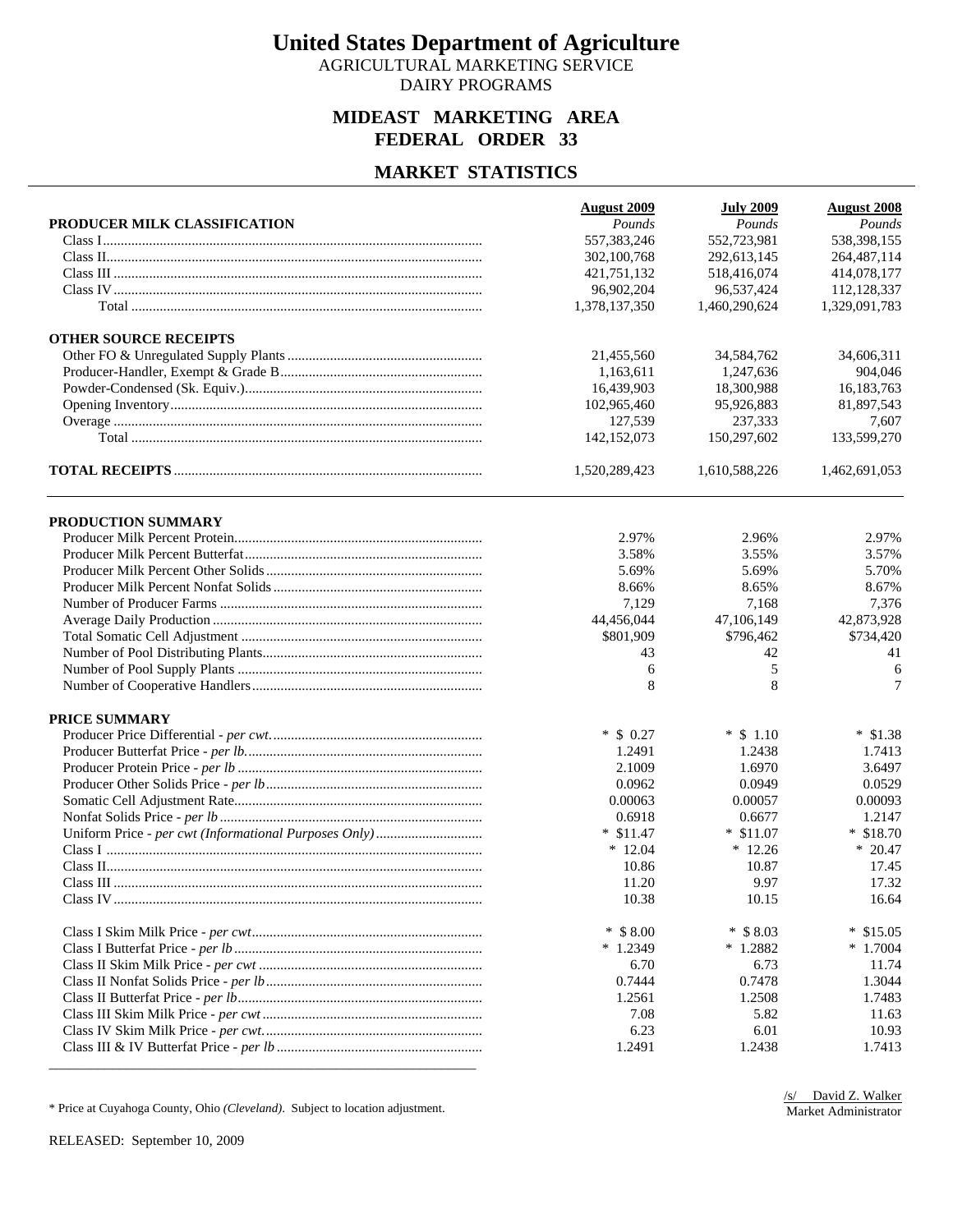# United States Department of Agriculture

AGRICULTURAL MARKETING SERVICE

DAIRY PROGRAMS

## MIDEAST MARKETING AREA
## FEDERAL ORDER 33

## MARKET STATISTICS

| PRODUCER MILK CLASSIFICATION | August 2009<br>*Pounds* | July 2009<br>*Pounds* | August 2008<br>*Pounds* |
|---|---|---|---|
| Class I | 557,383,246 | 552,723,981 | 538,398,155 |
| Class II | 302,100,768 | 292,613,145 | 264,487,114 |
| Class III | 421,751,132 | 518,416,074 | 414,078,177 |
| Class IV | 96,902,204 | 96,537,424 | 112,128,337 |
| Total | 1,378,137,350 | 1,460,290,624 | 1,329,091,783 |
| **OTHER SOURCE RECEIPTS** | | | |
| Other FO & Unregulated Supply Plants | 21,455,560 | 34,584,762 | 34,606,311 |
| Producer-Handler, Exempt & Grade B | 1,163,611 | 1,247,636 | 904,046 |
| Powder-Condensed (Sk. Equiv.) | 16,439,903 | 18,300,988 | 16,183,763 |
| Opening Inventory | 102,965,460 | 95,926,883 | 81,897,543 |
| Overage | 127,539 | 237,333 | 7,607 |
| Total | 142,152,073 | 150,297,602 | 133,599,270 |
| **TOTAL RECEIPTS** | 1,520,289,423 | 1,610,588,226 | 1,462,691,053 |

| PRODUCTION SUMMARY | August 2009 | July 2009 | August 2008 |
|---|---|---|---|
| Producer Milk Percent Protein | 2.97% | 2.96% | 2.97% |
| Producer Milk Percent Butterfat | 3.58% | 3.55% | 3.57% |
| Producer Milk Percent Other Solids | 5.69% | 5.69% | 5.70% |
| Producer Milk Percent Nonfat Solids | 8.66% | 8.65% | 8.67% |
| Number of Producer Farms | 7,129 | 7,168 | 7,376 |
| Average Daily Production | 44,456,044 | 47,106,149 | 42,873,928 |
| Total Somatic Cell Adjustment | $801,909 | $796,462 | $734,420 |
| Number of Pool Distributing Plants | 43 | 42 | 41 |
| Number of Pool Supply Plants | 6 | 5 | 6 |
| Number of Cooperative Handlers | 8 | 8 | 7 |
| **PRICE SUMMARY** | | | |
| Producer Price Differential - *per cwt.* | * $ 0.27 | * $ 1.10 | * $1.38 |
| Producer Butterfat Price - *per lb.* | 1.2491 | 1.2438 | 1.7413 |
| Producer Protein Price - *per lb* | 2.1009 | 1.6970 | 3.6497 |
| Producer Other Solids Price - *per lb* | 0.0962 | 0.0949 | 0.0529 |
| Somatic Cell Adjustment Rate | 0.00063 | 0.00057 | 0.00093 |
| Nonfat Solids Price - *per lb* | 0.6918 | 0.6677 | 1.2147 |
| Uniform Price - *per cwt (Informational Purposes Only)* | * $11.47 | * $11.07 | * $18.70 |
| Class I | * 12.04 | * 12.26 | * 20.47 |
| Class II | 10.86 | 10.87 | 17.45 |
| Class III | 11.20 | 9.97 | 17.32 |
| Class IV | 10.38 | 10.15 | 16.64 |
| Class I Skim Milk Price - *per cwt* | * $ 8.00 | * $ 8.03 | * $15.05 |
| Class I Butterfat Price - *per lb* | * 1.2349 | * 1.2882 | * 1.7004 |
| Class II Skim Milk Price - *per cwt* | 6.70 | 6.73 | 11.74 |
| Class II Nonfat Solids Price - *per lb* | 0.7444 | 0.7478 | 1.3044 |
| Class II Butterfat Price - *per lb* | 1.2561 | 1.2508 | 1.7483 |
| Class III Skim Milk Price - *per cwt* | 7.08 | 5.82 | 11.63 |
| Class IV Skim Milk Price - *per cwt.* | 6.23 | 6.01 | 10.93 |
| Class III & IV Butterfat Price - *per lb* | 1.2491 | 1.2438 | 1.7413 |

\* Price at Cuyahoga County, Ohio *(Cleveland)*. Subject to location adjustment.

/s/ David Z. Walker
Market Administrator

RELEASED: September 10, 2009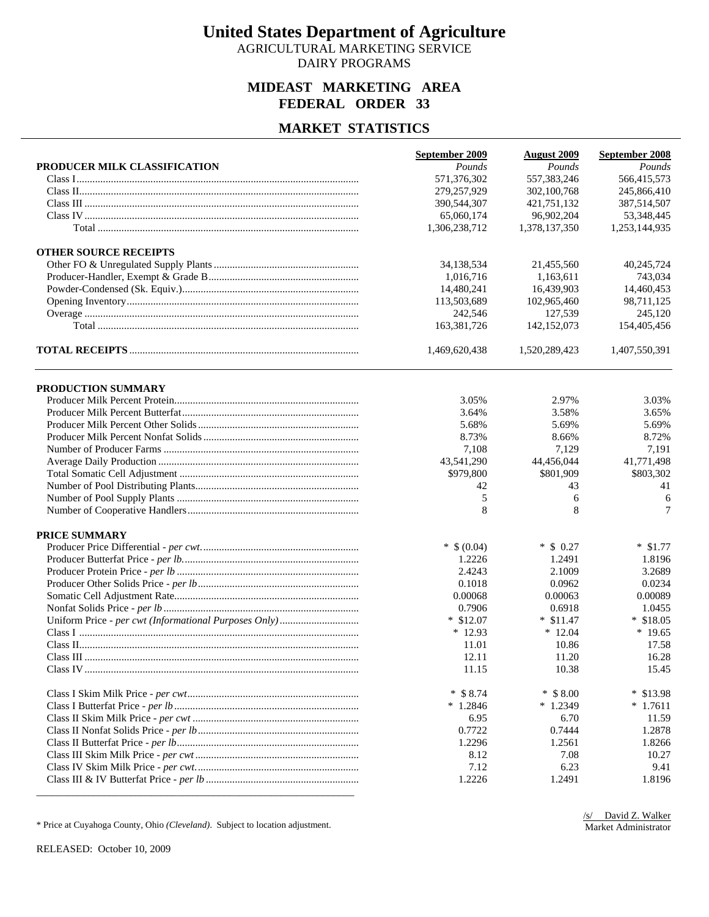# United States Department of Agriculture

AGRICULTURAL MARKETING SERVICE

DAIRY PROGRAMS

## MIDEAST MARKETING AREA
## FEDERAL ORDER 33

## MARKET STATISTICS

| | September 2009 | August 2009 | September 2008 |
|---|---|---|---|
| **PRODUCER MILK CLASSIFICATION** | *Pounds* | *Pounds* | *Pounds* |
| Class I | 571,376,302 | 557,383,246 | 566,415,573 |
| Class II | 279,257,929 | 302,100,768 | 245,866,410 |
| Class III | 390,544,307 | 421,751,132 | 387,514,507 |
| Class IV | 65,060,174 | 96,902,204 | 53,348,445 |
| Total | 1,306,238,712 | 1,378,137,350 | 1,253,144,935 |
| **OTHER SOURCE RECEIPTS** | | | |
| Other FO & Unregulated Supply Plants | 34,138,534 | 21,455,560 | 40,245,724 |
| Producer-Handler, Exempt & Grade B | 1,016,716 | 1,163,611 | 743,034 |
| Powder-Condensed (Sk. Equiv.) | 14,480,241 | 16,439,903 | 14,460,453 |
| Opening Inventory | 113,503,689 | 102,965,460 | 98,711,125 |
| Overage | 242,546 | 127,539 | 245,120 |
| Total | 163,381,726 | 142,152,073 | 154,405,456 |
| **TOTAL RECEIPTS** | 1,469,620,438 | 1,520,289,423 | 1,407,550,391 |

| | September 2009 | August 2009 | September 2008 |
|---|---|---|---|
| **PRODUCTION SUMMARY** | | | |
| Producer Milk Percent Protein | 3.05% | 2.97% | 3.03% |
| Producer Milk Percent Butterfat | 3.64% | 3.58% | 3.65% |
| Producer Milk Percent Other Solids | 5.68% | 5.69% | 5.69% |
| Producer Milk Percent Nonfat Solids | 8.73% | 8.66% | 8.72% |
| Number of Producer Farms | 7,108 | 7,129 | 7,191 |
| Average Daily Production | 43,541,290 | 44,456,044 | 41,771,498 |
| Total Somatic Cell Adjustment | $979,800 | $801,909 | $803,302 |
| Number of Pool Distributing Plants | 42 | 43 | 41 |
| Number of Pool Supply Plants | 5 | 6 | 6 |
| Number of Cooperative Handlers | 8 | 8 | 7 |
| **PRICE SUMMARY** | | | |
| Producer Price Differential - *per cwt.* | * $ (0.04) | * $ 0.27 | * $1.77 |
| Producer Butterfat Price - *per lb.* | 1.2226 | 1.2491 | 1.8196 |
| Producer Protein Price - *per lb* | 2.4243 | 2.1009 | 3.2689 |
| Producer Other Solids Price - *per lb* | 0.1018 | 0.0962 | 0.0234 |
| Somatic Cell Adjustment Rate | 0.00068 | 0.00063 | 0.00089 |
| Nonfat Solids Price - *per lb* | 0.7906 | 0.6918 | 1.0455 |
| Uniform Price - *per cwt (Informational Purposes Only)* | * $12.07 | * $11.47 | * $18.05 |
| Class I | * 12.93 | * 12.04 | * 19.65 |
| Class II | 11.01 | 10.86 | 17.58 |
| Class III | 12.11 | 11.20 | 16.28 |
| Class IV | 11.15 | 10.38 | 15.45 |
| Class I Skim Milk Price - *per cwt* | * $ 8.74 | * $ 8.00 | * $13.98 |
| Class I Butterfat Price - *per lb* | * 1.2846 | * 1.2349 | * 1.7611 |
| Class II Skim Milk Price - *per cwt* | 6.95 | 6.70 | 11.59 |
| Class II Nonfat Solids Price - *per lb* | 0.7722 | 0.7444 | 1.2878 |
| Class II Butterfat Price - *per lb* | 1.2296 | 1.2561 | 1.8266 |
| Class III Skim Milk Price - *per cwt* | 8.12 | 7.08 | 10.27 |
| Class IV Skim Milk Price - *per cwt.* | 7.12 | 6.23 | 9.41 |
| Class III & IV Butterfat Price - *per lb* | 1.2226 | 1.2491 | 1.8196 |

* Price at Cuyahoga County, Ohio *(Cleveland)*. Subject to location adjustment.

/s/ David Z. Walker
Market Administrator

RELEASED: October 10, 2009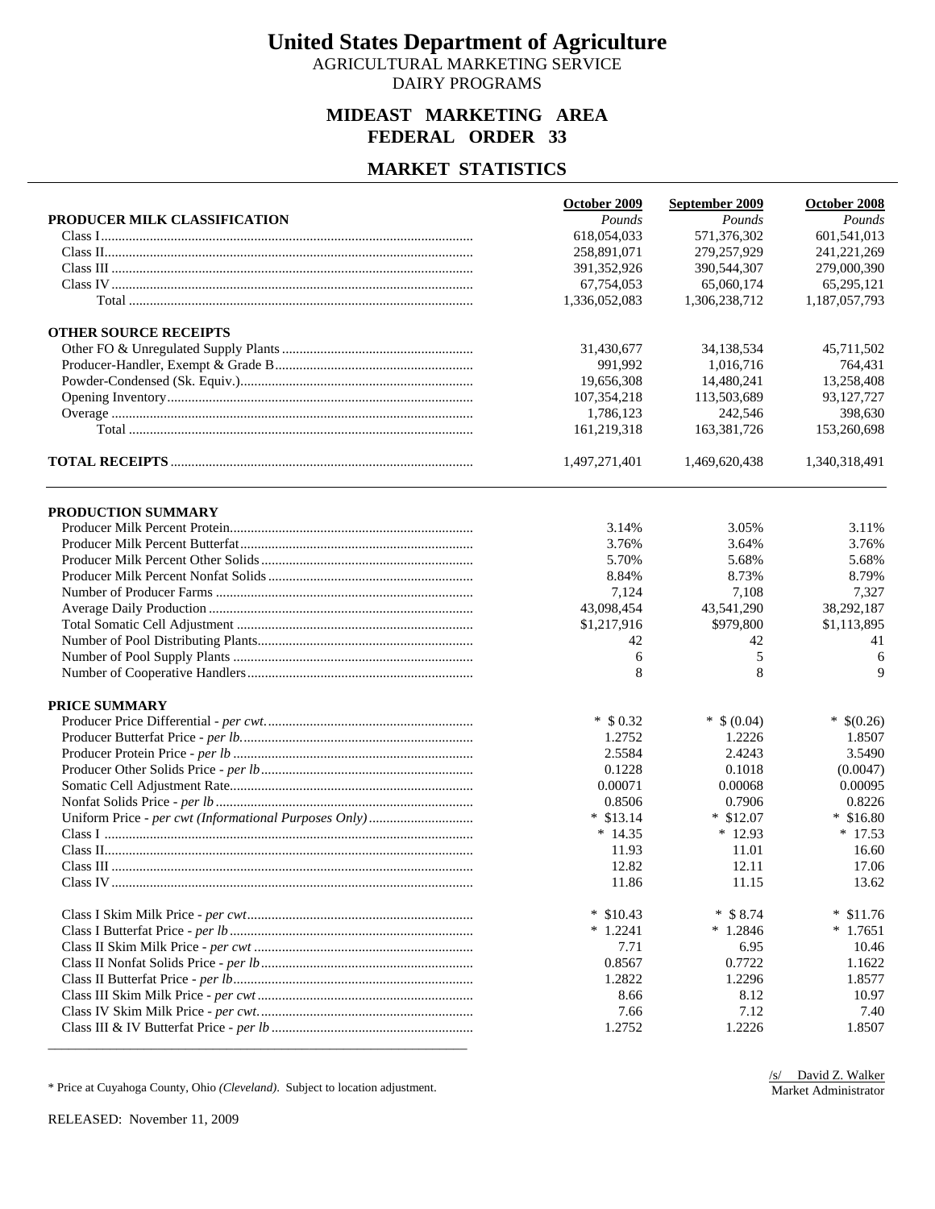# United States Department of Agriculture

AGRICULTURAL MARKETING SERVICE

DAIRY PROGRAMS

## MIDEAST MARKETING AREA
## FEDERAL ORDER 33

## MARKET STATISTICS

| | October 2009 | September 2009 | October 2008 |
|---|---|---|---|
| **PRODUCER MILK CLASSIFICATION** | *Pounds* | *Pounds* | *Pounds* |
| Class I | 618,054,033 | 571,376,302 | 601,541,013 |
| Class II | 258,891,071 | 279,257,929 | 241,221,269 |
| Class III | 391,352,926 | 390,544,307 | 279,000,390 |
| Class IV | 67,754,053 | 65,060,174 | 65,295,121 |
| Total | 1,336,052,083 | 1,306,238,712 | 1,187,057,793 |
| **OTHER SOURCE RECEIPTS** | | | |
| Other FO & Unregulated Supply Plants | 31,430,677 | 34,138,534 | 45,711,502 |
| Producer-Handler, Exempt & Grade B | 991,992 | 1,016,716 | 764,431 |
| Powder-Condensed (Sk. Equiv.) | 19,656,308 | 14,480,241 | 13,258,408 |
| Opening Inventory | 107,354,218 | 113,503,689 | 93,127,727 |
| Overage | 1,786,123 | 242,546 | 398,630 |
| Total | 161,219,318 | 163,381,726 | 153,260,698 |
| **TOTAL RECEIPTS** | 1,497,271,401 | 1,469,620,438 | 1,340,318,491 |

| | October 2009 | September 2009 | October 2008 |
|---|---|---|---|
| **PRODUCTION SUMMARY** | | | |
| Producer Milk Percent Protein | 3.14% | 3.05% | 3.11% |
| Producer Milk Percent Butterfat | 3.76% | 3.64% | 3.76% |
| Producer Milk Percent Other Solids | 5.70% | 5.68% | 5.68% |
| Producer Milk Percent Nonfat Solids | 8.84% | 8.73% | 8.79% |
| Number of Producer Farms | 7,124 | 7,108 | 7,327 |
| Average Daily Production | 43,098,454 | 43,541,290 | 38,292,187 |
| Total Somatic Cell Adjustment | $1,217,916 | $979,800 | $1,113,895 |
| Number of Pool Distributing Plants | 42 | 42 | 41 |
| Number of Pool Supply Plants | 6 | 5 | 6 |
| Number of Cooperative Handlers | 8 | 8 | 9 |
| **PRICE SUMMARY** | | | |
| Producer Price Differential - *per cwt.* | * $0.32 | * $ (0.04) | * $(0.26) |
| Producer Butterfat Price - *per lb.* | 1.2752 | 1.2226 | 1.8507 |
| Producer Protein Price - *per lb* | 2.5584 | 2.4243 | 3.5490 |
| Producer Other Solids Price - *per lb* | 0.1228 | 0.1018 | (0.0047) |
| Somatic Cell Adjustment Rate | 0.00071 | 0.00068 | 0.00095 |
| Nonfat Solids Price - *per lb* | 0.8506 | 0.7906 | 0.8226 |
| Uniform Price - *per cwt (Informational Purposes Only)* | * $13.14 | * $12.07 | * $16.80 |
| Class I | * 14.35 | * 12.93 | * 17.53 |
| Class II | 11.93 | 11.01 | 16.60 |
| Class III | 12.82 | 12.11 | 17.06 |
| Class IV | 11.86 | 11.15 | 13.62 |
| Class I Skim Milk Price - *per cwt* | * $10.43 | * $ 8.74 | * $11.76 |
| Class I Butterfat Price - *per lb* | * 1.2241 | * 1.2846 | * 1.7651 |
| Class II Skim Milk Price - *per cwt* | 7.71 | 6.95 | 10.46 |
| Class II Nonfat Solids Price - *per lb* | 0.8567 | 0.7722 | 1.1622 |
| Class II Butterfat Price - *per lb* | 1.2822 | 1.2296 | 1.8577 |
| Class III Skim Milk Price - *per cwt* | 8.66 | 8.12 | 10.97 |
| Class IV Skim Milk Price - *per cwt.* | 7.66 | 7.12 | 7.40 |
| Class III & IV Butterfat Price - *per lb* | 1.2752 | 1.2226 | 1.8507 |

\* Price at Cuyahoga County, Ohio *(Cleveland)*. Subject to location adjustment.

/s/ David Z. Walker
Market Administrator

RELEASED: November 11, 2009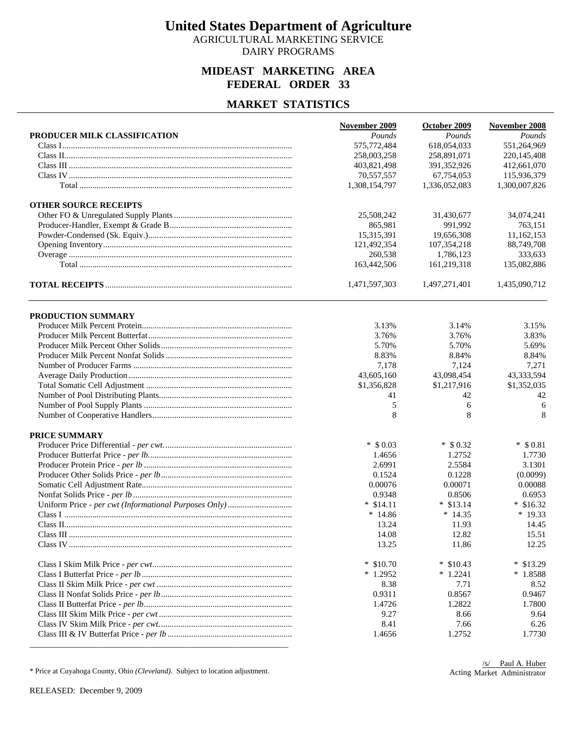# United States Department of Agriculture

AGRICULTURAL MARKETING SERVICE

DAIRY PROGRAMS

## MIDEAST MARKETING AREA
## FEDERAL ORDER 33

## MARKET STATISTICS

| | November 2009 | October 2009 | November 2008 |
|---|---|---|---|
| **PRODUCER MILK CLASSIFICATION** | *Pounds* | *Pounds* | *Pounds* |
| Class I | 575,772,484 | 618,054,033 | 551,264,969 |
| Class II | 258,003,258 | 258,891,071 | 220,145,408 |
| Class III | 403,821,498 | 391,352,926 | 412,661,070 |
| Class IV | 70,557,557 | 67,754,053 | 115,936,379 |
| Total | 1,308,154,797 | 1,336,052,083 | 1,300,007,826 |
| **OTHER SOURCE RECEIPTS** | | | |
| Other FO & Unregulated Supply Plants | 25,508,242 | 31,430,677 | 34,074,241 |
| Producer-Handler, Exempt & Grade B | 865,981 | 991,992 | 763,151 |
| Powder-Condensed (Sk. Equiv.) | 15,315,391 | 19,656,308 | 11,162,153 |
| Opening Inventory | 121,492,354 | 107,354,218 | 88,749,708 |
| Overage | 260,538 | 1,786,123 | 333,633 |
| Total | 163,442,506 | 161,219,318 | 135,082,886 |
| **TOTAL RECEIPTS** | 1,471,597,303 | 1,497,271,401 | 1,435,090,712 |

| | November 2009 | October 2009 | November 2008 |
|---|---|---|---|
| **PRODUCTION SUMMARY** | | | |
| Producer Milk Percent Protein | 3.13% | 3.14% | 3.15% |
| Producer Milk Percent Butterfat | 3.76% | 3.76% | 3.83% |
| Producer Milk Percent Other Solids | 5.70% | 5.70% | 5.69% |
| Producer Milk Percent Nonfat Solids | 8.83% | 8.84% | 8.84% |
| Number of Producer Farms | 7,178 | 7,124 | 7,271 |
| Average Daily Production | 43,605,160 | 43,098,454 | 43,333,594 |
| Total Somatic Cell Adjustment | $1,356,828 | $1,217,916 | $1,352,035 |
| Number of Pool Distributing Plants | 41 | 42 | 42 |
| Number of Pool Supply Plants | 5 | 6 | 6 |
| Number of Cooperative Handlers | 8 | 8 | 8 |
| **PRICE SUMMARY** | | | |
| Producer Price Differential - *per cwt.* | * $0.03 | * $0.32 | * $0.81 |
| Producer Butterfat Price - *per lb.* | 1.4656 | 1.2752 | 1.7730 |
| Producer Protein Price - *per lb* | 2.6991 | 2.5584 | 3.1301 |
| Producer Other Solids Price - *per lb* | 0.1524 | 0.1228 | (0.0099) |
| Somatic Cell Adjustment Rate | 0.00076 | 0.00071 | 0.00088 |
| Nonfat Solids Price - *per lb* | 0.9348 | 0.8506 | 0.6953 |
| Uniform Price - *per cwt (Informational Purposes Only)* | * $14.11 | * $13.14 | * $16.32 |
| Class I | * 14.86 | * 14.35 | * 19.33 |
| Class II | 13.24 | 11.93 | 14.45 |
| Class III | 14.08 | 12.82 | 15.51 |
| Class IV | 13.25 | 11.86 | 12.25 |
| Class I Skim Milk Price - *per cwt* | * $10.70 | * $10.43 | * $13.29 |
| Class I Butterfat Price - *per lb* | * 1.2952 | * 1.2241 | * 1.8588 |
| Class II Skim Milk Price - *per cwt* | 8.38 | 7.71 | 8.52 |
| Class II Nonfat Solids Price - *per lb* | 0.9311 | 0.8567 | 0.9467 |
| Class II Butterfat Price - *per lb* | 1.4726 | 1.2822 | 1.7800 |
| Class III Skim Milk Price - *per cwt* | 9.27 | 8.66 | 9.64 |
| Class IV Skim Milk Price - *per cwt.* | 8.41 | 7.66 | 6.26 |
| Class III & IV Butterfat Price - *per lb* | 1.4656 | 1.2752 | 1.7730 |

\* Price at Cuyahoga County, Ohio *(Cleveland)*. Subject to location adjustment.

/s/ Paul A. Huber
Acting Market Administrator

RELEASED: December 9, 2009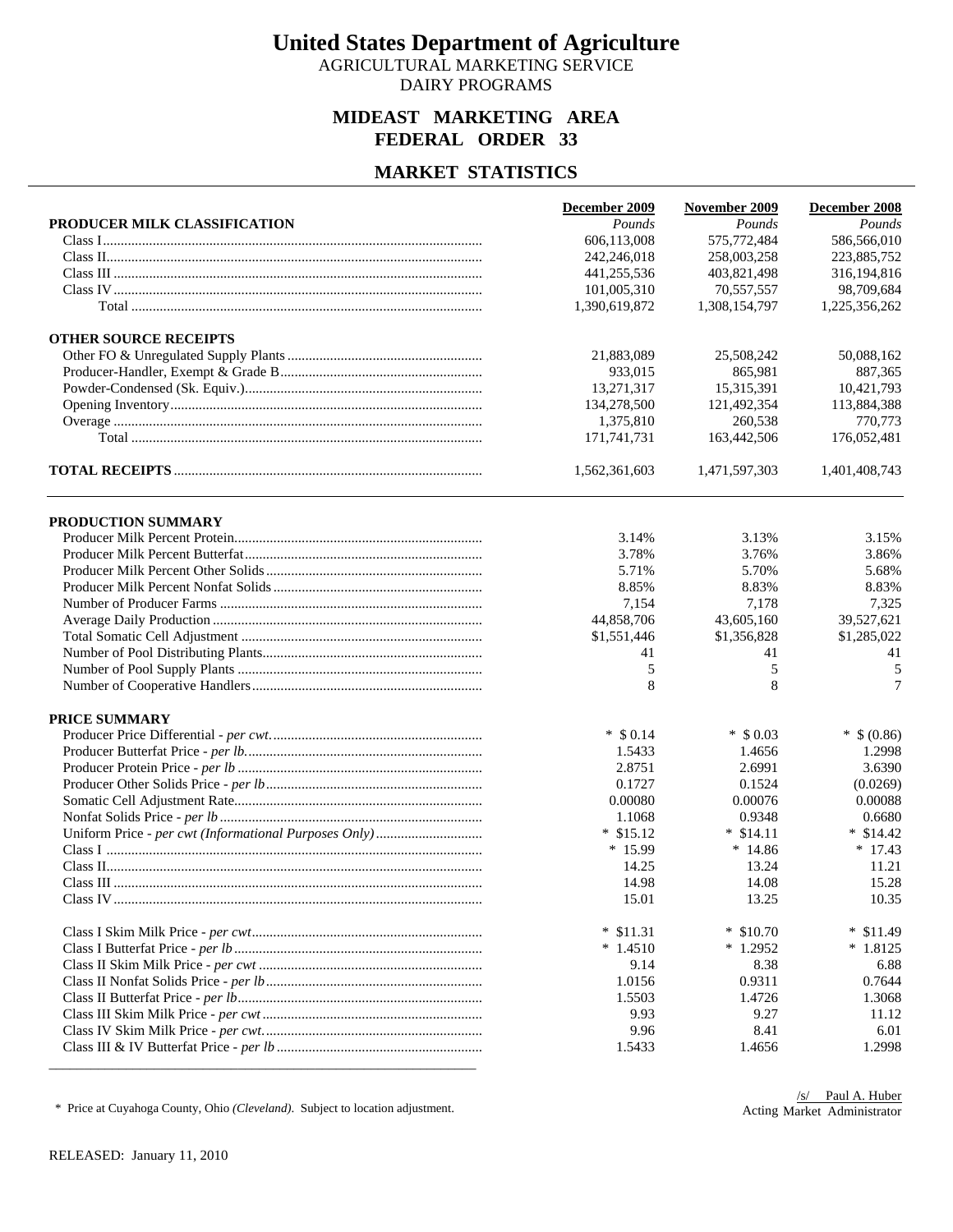# United States Department of Agriculture

AGRICULTURAL MARKETING SERVICE
DAIRY PROGRAMS

## MIDEAST MARKETING AREA
## FEDERAL ORDER 33

## MARKET STATISTICS

| | December 2009 | November 2009 | December 2008 |
|---|---|---|---|
| **PRODUCER MILK CLASSIFICATION** | *Pounds* | *Pounds* | *Pounds* |
| Class I | 606,113,008 | 575,772,484 | 586,566,010 |
| Class II | 242,246,018 | 258,003,258 | 223,885,752 |
| Class III | 441,255,536 | 403,821,498 | 316,194,816 |
| Class IV | 101,005,310 | 70,557,557 | 98,709,684 |
| Total | 1,390,619,872 | 1,308,154,797 | 1,225,356,262 |
| **OTHER SOURCE RECEIPTS** | | | |
| Other FO & Unregulated Supply Plants | 21,883,089 | 25,508,242 | 50,088,162 |
| Producer-Handler, Exempt & Grade B | 933,015 | 865,981 | 887,365 |
| Powder-Condensed (Sk. Equiv.) | 13,271,317 | 15,315,391 | 10,421,793 |
| Opening Inventory | 134,278,500 | 121,492,354 | 113,884,388 |
| Overage | 1,375,810 | 260,538 | 770,773 |
| Total | 171,741,731 | 163,442,506 | 176,052,481 |
| **TOTAL RECEIPTS** | 1,562,361,603 | 1,471,597,303 | 1,401,408,743 |

| | December 2009 | November 2009 | December 2008 |
|---|---|---|---|
| **PRODUCTION SUMMARY** | | | |
| Producer Milk Percent Protein | 3.14% | 3.13% | 3.15% |
| Producer Milk Percent Butterfat | 3.78% | 3.76% | 3.86% |
| Producer Milk Percent Other Solids | 5.71% | 5.70% | 5.68% |
| Producer Milk Percent Nonfat Solids | 8.85% | 8.83% | 8.83% |
| Number of Producer Farms | 7,154 | 7,178 | 7,325 |
| Average Daily Production | 44,858,706 | 43,605,160 | 39,527,621 |
| Total Somatic Cell Adjustment | $1,551,446 | $1,356,828 | $1,285,022 |
| Number of Pool Distributing Plants | 41 | 41 | 41 |
| Number of Pool Supply Plants | 5 | 5 | 5 |
| Number of Cooperative Handlers | 8 | 8 | 7 |
| **PRICE SUMMARY** | | | |
| Producer Price Differential - *per cwt.* | * $0.14 | * $0.03 | * $(0.86) |
| Producer Butterfat Price - *per lb.* | 1.5433 | 1.4656 | 1.2998 |
| Producer Protein Price - *per lb* | 2.8751 | 2.6991 | 3.6390 |
| Producer Other Solids Price - *per lb* | 0.1727 | 0.1524 | (0.0269) |
| Somatic Cell Adjustment Rate | 0.00080 | 0.00076 | 0.00088 |
| Nonfat Solids Price - *per lb* | 1.1068 | 0.9348 | 0.6680 |
| Uniform Price - *per cwt (Informational Purposes Only)* | * $15.12 | * $14.11 | * $14.42 |
| Class I | * 15.99 | * 14.86 | * 17.43 |
| Class II | 14.25 | 13.24 | 11.21 |
| Class III | 14.98 | 14.08 | 15.28 |
| Class IV | 15.01 | 13.25 | 10.35 |
| Class I Skim Milk Price - *per cwt* | * $11.31 | * $10.70 | * $11.49 |
| Class I Butterfat Price - *per lb* | * 1.4510 | * 1.2952 | * 1.8125 |
| Class II Skim Milk Price - *per cwt* | 9.14 | 8.38 | 6.88 |
| Class II Nonfat Solids Price - *per lb* | 1.0156 | 0.9311 | 0.7644 |
| Class II Butterfat Price - *per lb* | 1.5503 | 1.4726 | 1.3068 |
| Class III Skim Milk Price - *per cwt* | 9.93 | 9.27 | 11.12 |
| Class IV Skim Milk Price - *per cwt.* | 9.96 | 8.41 | 6.01 |
| Class III & IV Butterfat Price - *per lb* | 1.5433 | 1.4656 | 1.2998 |

\* Price at Cuyahoga County, Ohio *(Cleveland)*. Subject to location adjustment.

/s/ Paul A. Huber
Acting Market Administrator

RELEASED: January 11, 2010